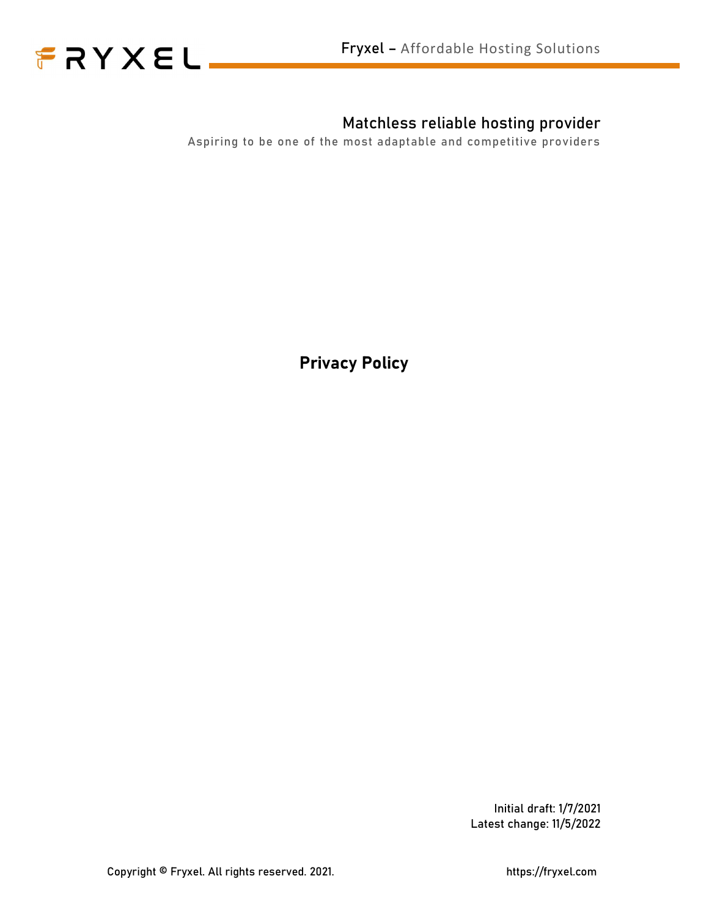FRYXEL

Fryxel – Affordable Hosting Solutions

## Matchless reliable hosting provider

Aspiring to be one of the most adaptable and competitive providers

# Privacy Policy

Initial draft: 1/7/2021
Latest change: 11/5/2022

Copyright © Fryxel. All rights reserved. 2021.

https://fryxel.com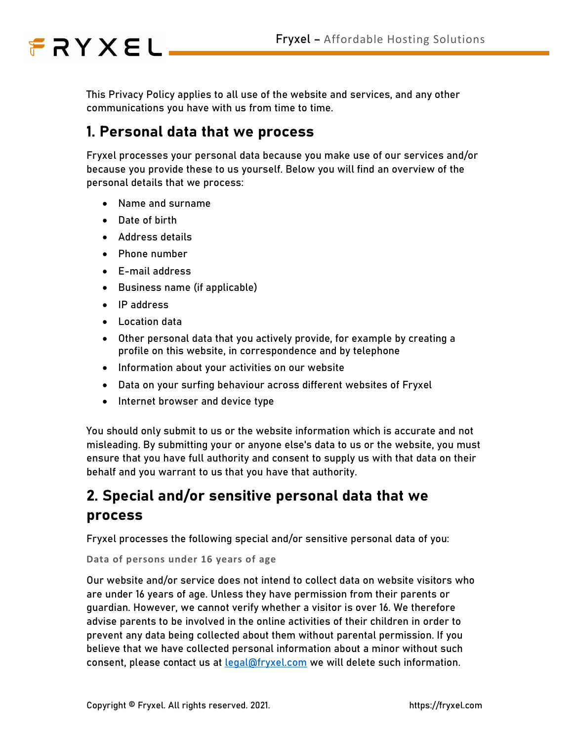This Privacy Policy applies to all use of the website and services, and any other communications you have with us from time to time.

## 1. Personal data that we process

Fryxel processes your personal data because you make use of our services and/or because you provide these to us yourself. Below you will find an overview of the personal details that we process:

- Name and surname
- Date of birth
- Address details
- Phone number
- E-mail address
- Business name (if applicable)
- IP address
- Location data
- Other personal data that you actively provide, for example by creating a profile on this website, in correspondence and by telephone
- Information about your activities on our website
- Data on your surfing behaviour across different websites of Fryxel
- Internet browser and device type

You should only submit to us or the website information which is accurate and not misleading. By submitting your or anyone else's data to us or the website, you must ensure that you have full authority and consent to supply us with that data on their behalf and you warrant to us that you have that authority.

## 2. Special and/or sensitive personal data that we process

Fryxel processes the following special and/or sensitive personal data of you:

#### Data of persons under 16 years of age

Our website and/or service does not intend to collect data on website visitors who are under 16 years of age. Unless they have permission from their parents or guardian. However, we cannot verify whether a visitor is over 16. We therefore advise parents to be involved in the online activities of their children in order to prevent any data being collected about them without parental permission. If you believe that we have collected personal information about a minor without such consent, please contact us at legal@fryxel.com we will delete such information.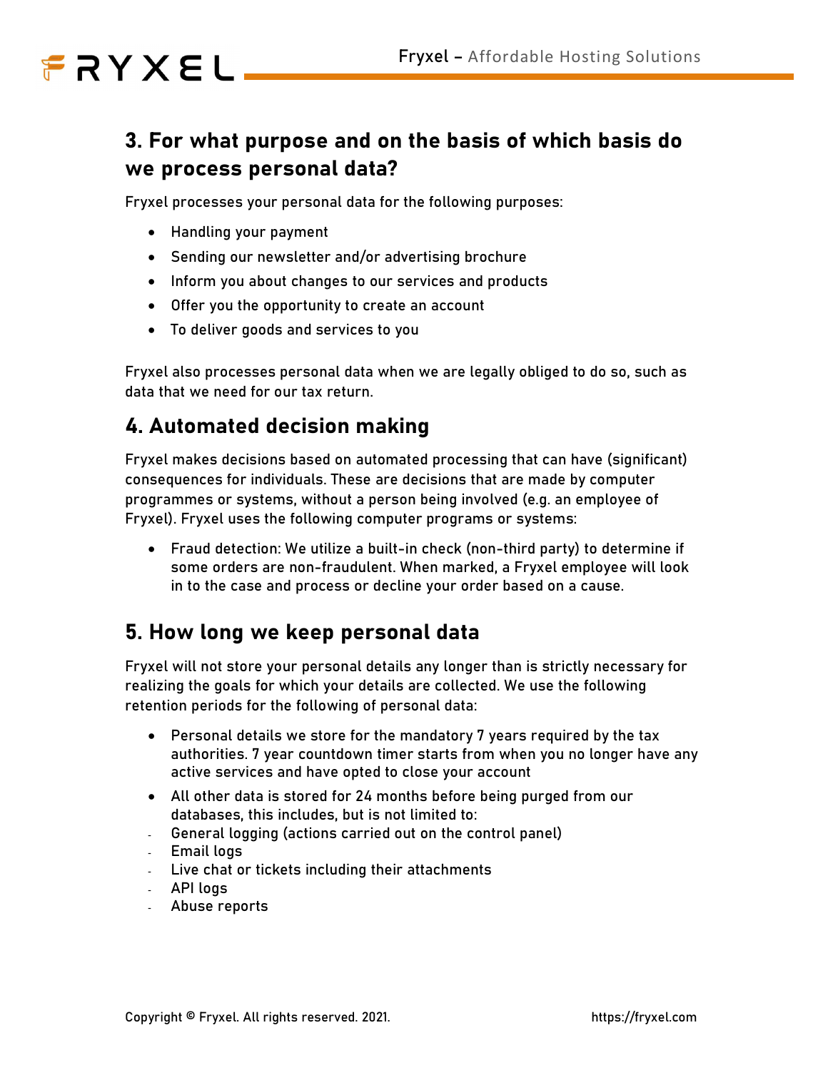## 3. For what purpose and on the basis of which basis do we process personal data?

Fryxel processes your personal data for the following purposes:

- Handling your payment
- Sending our newsletter and/or advertising brochure
- Inform you about changes to our services and products
- Offer you the opportunity to create an account
- To deliver goods and services to you

Fryxel also processes personal data when we are legally obliged to do so, such as data that we need for our tax return.

## 4. Automated decision making

Fryxel makes decisions based on automated processing that can have (significant) consequences for individuals. These are decisions that are made by computer programmes or systems, without a person being involved (e.g. an employee of Fryxel). Fryxel uses the following computer programs or systems:

- Fraud detection: We utilize a built-in check (non-third party) to determine if some orders are non-fraudulent. When marked, a Fryxel employee will look in to the case and process or decline your order based on a cause.

## 5. How long we keep personal data

Fryxel will not store your personal details any longer than is strictly necessary for realizing the goals for which your details are collected. We use the following retention periods for the following of personal data:

- Personal details we store for the mandatory 7 years required by the tax authorities. 7 year countdown timer starts from when you no longer have any active services and have opted to close your account
- All other data is stored for 24 months before being purged from our databases, this includes, but is not limited to:
  - General logging (actions carried out on the control panel)
  - Email logs
  - Live chat or tickets including their attachments
  - API logs
  - Abuse reports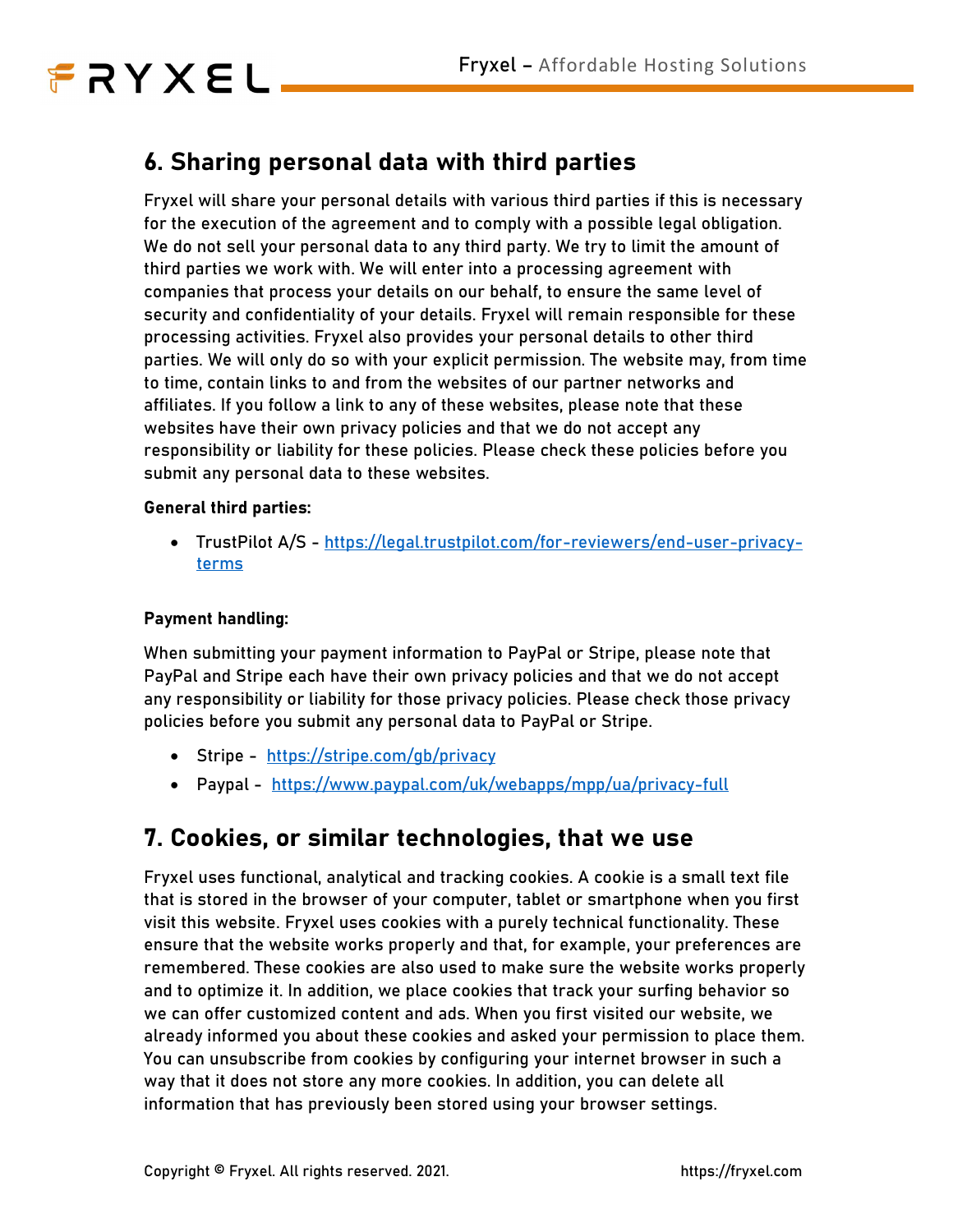## 6. Sharing personal data with third parties

Fryxel will share your personal details with various third parties if this is necessary for the execution of the agreement and to comply with a possible legal obligation. We do not sell your personal data to any third party. We try to limit the amount of third parties we work with. We will enter into a processing agreement with companies that process your details on our behalf, to ensure the same level of security and confidentiality of your details. Fryxel will remain responsible for these processing activities. Fryxel also provides your personal details to other third parties. We will only do so with your explicit permission. The website may, from time to time, contain links to and from the websites of our partner networks and affiliates. If you follow a link to any of these websites, please note that these websites have their own privacy policies and that we do not accept any responsibility or liability for these policies. Please check these policies before you submit any personal data to these websites.

**General third parties:**

- TrustPilot A/S - https://legal.trustpilot.com/for-reviewers/end-user-privacy-terms

**Payment handling:**

When submitting your payment information to PayPal or Stripe, please note that PayPal and Stripe each have their own privacy policies and that we do not accept any responsibility or liability for those privacy policies. Please check those privacy policies before you submit any personal data to PayPal or Stripe.

- Stripe - https://stripe.com/gb/privacy
- Paypal - https://www.paypal.com/uk/webapps/mpp/ua/privacy-full

## 7. Cookies, or similar technologies, that we use

Fryxel uses functional, analytical and tracking cookies. A cookie is a small text file that is stored in the browser of your computer, tablet or smartphone when you first visit this website. Fryxel uses cookies with a purely technical functionality. These ensure that the website works properly and that, for example, your preferences are remembered. These cookies are also used to make sure the website works properly and to optimize it. In addition, we place cookies that track your surfing behavior so we can offer customized content and ads. When you first visited our website, we already informed you about these cookies and asked your permission to place them. You can unsubscribe from cookies by configuring your internet browser in such a way that it does not store any more cookies. In addition, you can delete all information that has previously been stored using your browser settings.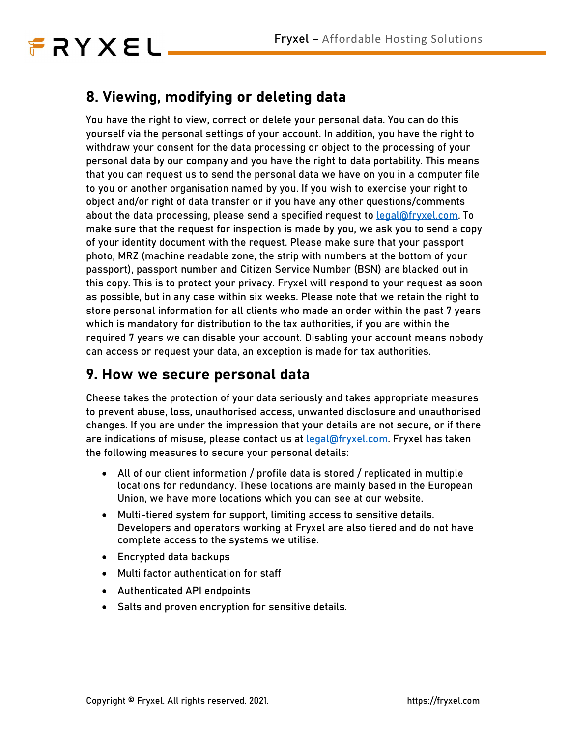## 8. Viewing, modifying or deleting data

You have the right to view, correct or delete your personal data. You can do this yourself via the personal settings of your account. In addition, you have the right to withdraw your consent for the data processing or object to the processing of your personal data by our company and you have the right to data portability. This means that you can request us to send the personal data we have on you in a computer file to you or another organisation named by you. If you wish to exercise your right to object and/or right of data transfer or if you have any other questions/comments about the data processing, please send a specified request to legal@fryxel.com. To make sure that the request for inspection is made by you, we ask you to send a copy of your identity document with the request. Please make sure that your passport photo, MRZ (machine readable zone, the strip with numbers at the bottom of your passport), passport number and Citizen Service Number (BSN) are blacked out in this copy. This is to protect your privacy. Fryxel will respond to your request as soon as possible, but in any case within six weeks. Please note that we retain the right to store personal information for all clients who made an order within the past 7 years which is mandatory for distribution to the tax authorities, if you are within the required 7 years we can disable your account. Disabling your account means nobody can access or request your data, an exception is made for tax authorities.

## 9. How we secure personal data

Cheese takes the protection of your data seriously and takes appropriate measures to prevent abuse, loss, unauthorised access, unwanted disclosure and unauthorised changes. If you are under the impression that your details are not secure, or if there are indications of misuse, please contact us at legal@fryxel.com. Fryxel has taken the following measures to secure your personal details:

- All of our client information / profile data is stored / replicated in multiple locations for redundancy. These locations are mainly based in the European Union, we have more locations which you can see at our website.
- Multi-tiered system for support, limiting access to sensitive details. Developers and operators working at Fryxel are also tiered and do not have complete access to the systems we utilise.
- Encrypted data backups
- Multi factor authentication for staff
- Authenticated API endpoints
- Salts and proven encryption for sensitive details.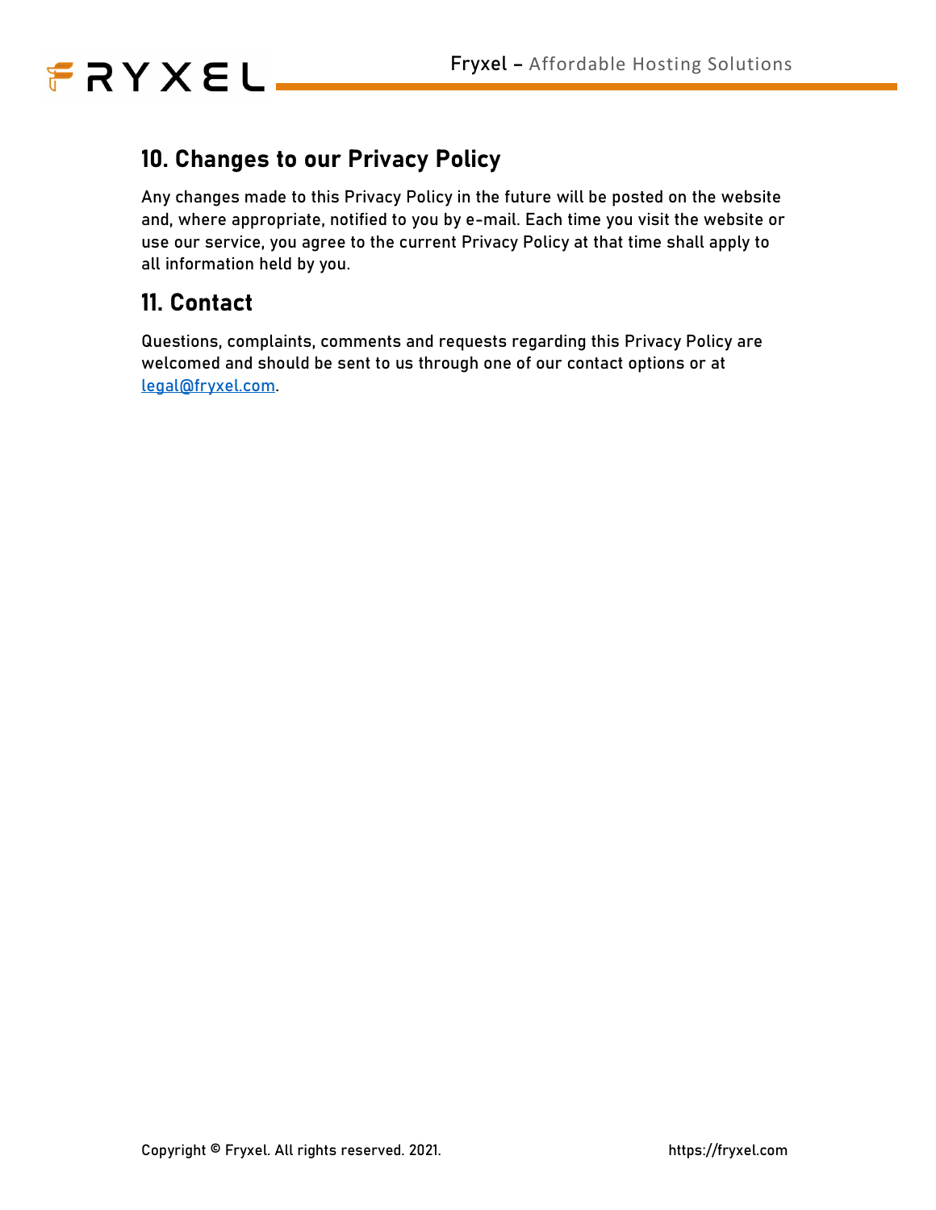## 10. Changes to our Privacy Policy

Any changes made to this Privacy Policy in the future will be posted on the website and, where appropriate, notified to you by e-mail. Each time you visit the website or use our service, you agree to the current Privacy Policy at that time shall apply to all information held by you.

## 11. Contact

Questions, complaints, comments and requests regarding this Privacy Policy are welcomed and should be sent to us through one of our contact options or at legal@fryxel.com.